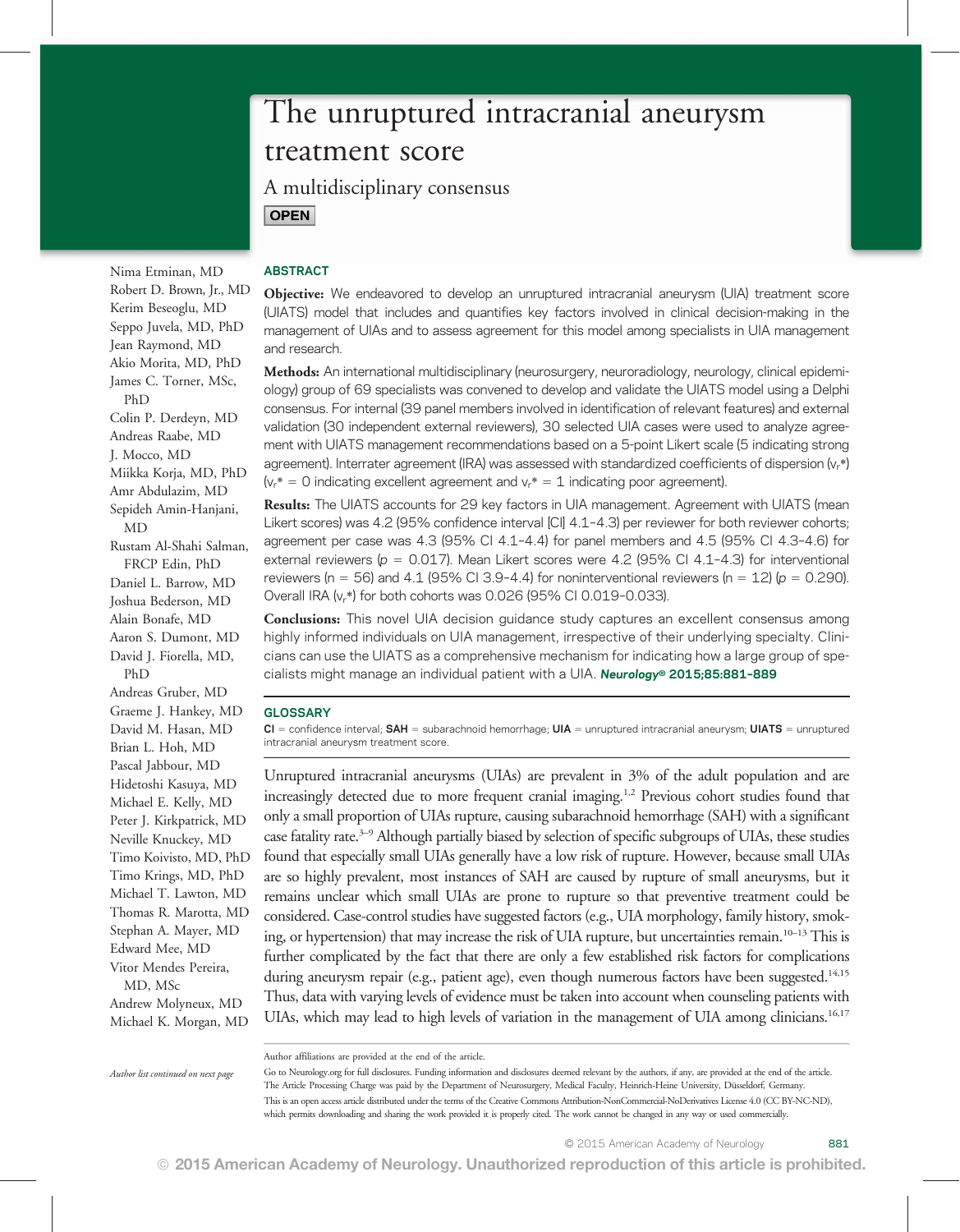# The unruptured intracranial aneurysm treatment score

## A multidisciplinary consensus

OPEN

Nima Etminan, MD
Robert D. Brown, Jr., MD
Kerim Beseoglu, MD
Seppo Juvela, MD, PhD
Jean Raymond, MD
Akio Morita, MD, PhD
James C. Torner, MSc, PhD
Colin P. Derdeyn, MD
Andreas Raabe, MD
J. Mocco, MD
Miikka Korja, MD, PhD
Amr Abdulazim, MD
Sepideh Amin-Hanjani, MD
Rustam Al-Shahi Salman, FRCP Edin, PhD
Daniel L. Barrow, MD
Joshua Bederson, MD
Alain Bonafe, MD
Aaron S. Dumont, MD
David J. Fiorella, MD, PhD
Andreas Gruber, MD
Graeme J. Hankey, MD
David M. Hasan, MD
Brian L. Hoh, MD
Pascal Jabbour, MD
Hidetoshi Kasuya, MD
Michael E. Kelly, MD
Peter J. Kirkpatrick, MD
Neville Knuckey, MD
Timo Koivisto, MD, PhD
Timo Krings, MD, PhD
Michael T. Lawton, MD
Thomas R. Marotta, MD
Stephan A. Mayer, MD
Edward Mee, MD
Vitor Mendes Pereira, MD, MSc
Andrew Molyneux, MD
Michael K. Morgan, MD

*Author list continued on next page*

## ABSTRACT

**Objective:** We endeavored to develop an unruptured intracranial aneurysm (UIA) treatment score (UIATS) model that includes and quantifies key factors involved in clinical decision-making in the management of UIAs and to assess agreement for this model among specialists in UIA management and research.

**Methods:** An international multidisciplinary (neurosurgery, neuroradiology, neurology, clinical epidemiology) group of 69 specialists was convened to develop and validate the UIATS model using a Delphi consensus. For internal (39 panel members involved in identification of relevant features) and external validation (30 independent external reviewers), 30 selected UIA cases were used to analyze agreement with UIATS management recommendations based on a 5-point Likert scale (5 indicating strong agreement). Interrater agreement (IRA) was assessed with standardized coefficients of dispersion ($v_r$*) ($v_r$* = 0 indicating excellent agreement and $v_r$* = 1 indicating poor agreement).

**Results:** The UIATS accounts for 29 key factors in UIA management. Agreement with UIATS (mean Likert scores) was 4.2 (95% confidence interval [CI] 4.1–4.3) per reviewer for both reviewer cohorts; agreement per case was 4.3 (95% CI 4.1–4.4) for panel members and 4.5 (95% CI 4.3–4.6) for external reviewers ($p$ = 0.017). Mean Likert scores were 4.2 (95% CI 4.1–4.3) for interventional reviewers ($n$ = 56) and 4.1 (95% CI 3.9–4.4) for noninterventional reviewers ($n$ = 12) ($p$ = 0.290). Overall IRA ($v_r$*) for both cohorts was 0.026 (95% CI 0.019–0.033).

**Conclusions:** This novel UIA decision guidance study captures an excellent consensus among highly informed individuals on UIA management, irrespective of their underlying specialty. Clinicians can use the UIATS as a comprehensive mechanism for indicating how a large group of specialists might manage an individual patient with a UIA. *Neurology®* **2015;85:881–889**

## GLOSSARY

**CI** = confidence interval; **SAH** = subarachnoid hemorrhage; **UIA** = unruptured intracranial aneurysm; **UIATS** = unruptured intracranial aneurysm treatment score.

Unruptured intracranial aneurysms (UIAs) are prevalent in 3% of the adult population and are increasingly detected due to more frequent cranial imaging.[1,2] Previous cohort studies found that only a small proportion of UIAs rupture, causing subarachnoid hemorrhage (SAH) with a significant case fatality rate.[3–9] Although partially biased by selection of specific subgroups of UIAs, these studies found that especially small UIAs generally have a low risk of rupture. However, because small UIAs are so highly prevalent, most instances of SAH are caused by rupture of small aneurysms, but it remains unclear which small UIAs are prone to rupture so that preventive treatment could be considered. Case-control studies have suggested factors (e.g., UIA morphology, family history, smoking, or hypertension) that may increase the risk of UIA rupture, but uncertainties remain.[10–13] This is further complicated by the fact that there are only a few established risk factors for complications during aneurysm repair (e.g., patient age), even though numerous factors have been suggested.[14,15] Thus, data with varying levels of evidence must be taken into account when counseling patients with UIAs, which may lead to high levels of variation in the management of UIA among clinicians.[16,17]

Author affiliations are provided at the end of the article.

Go to Neurology.org for full disclosures. Funding information and disclosures deemed relevant by the authors, if any, are provided at the end of the article. The Article Processing Charge was paid by the Department of Neurosurgery, Medical Faculty, Heinrich-Heine University, Düsseldorf, Germany.

This is an open access article distributed under the terms of the Creative Commons Attribution-NonCommercial-NoDerivatives License 4.0 (CC BY-NC-ND), which permits downloading and sharing the work provided it is properly cited. The work cannot be changed in any way or used commercially.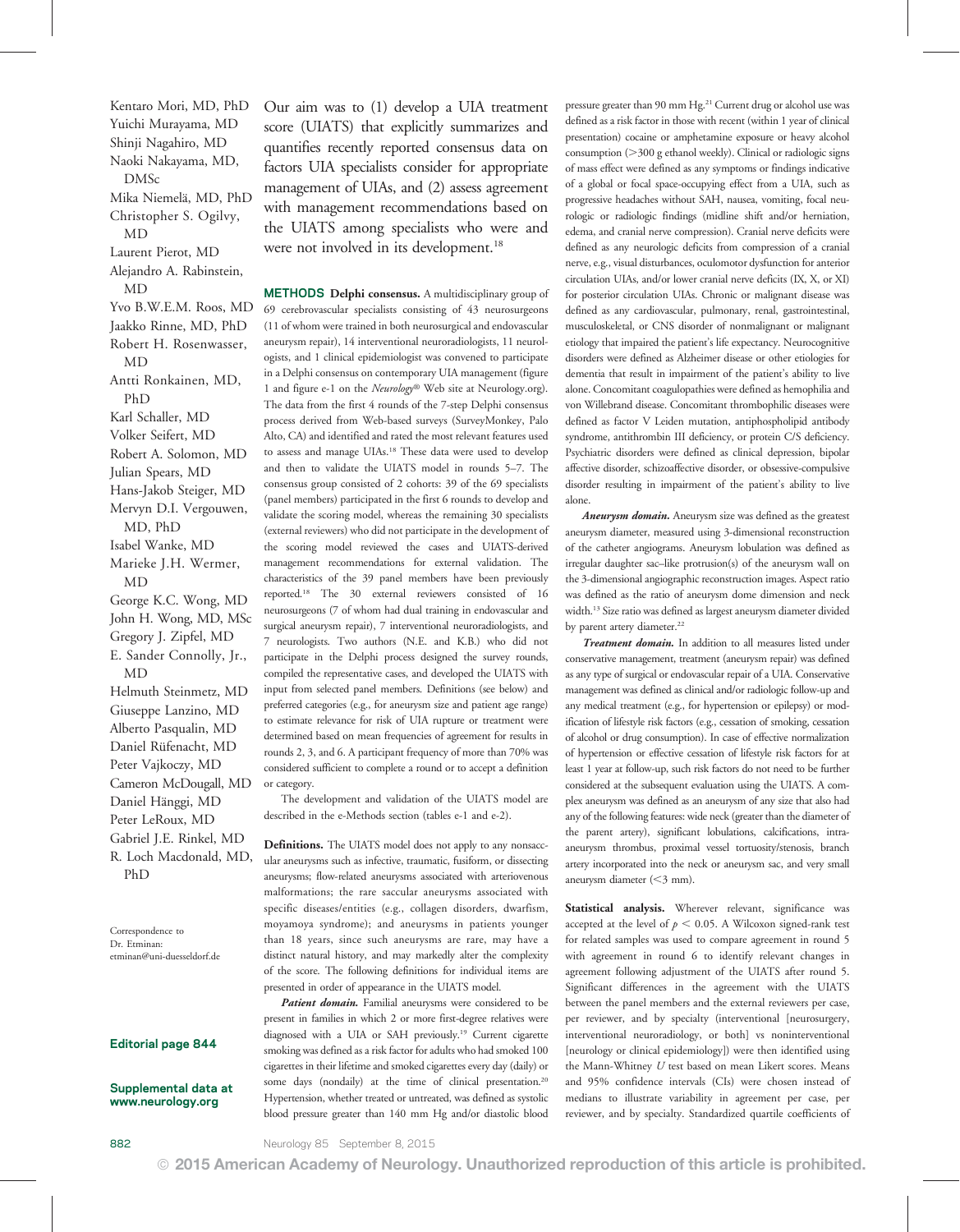Kentaro Mori, MD, PhD
Yuichi Murayama, MD
Shinji Nagahiro, MD
Naoki Nakayama, MD, DMSc
Mika Niemelä, MD, PhD
Christopher S. Ogilvy, MD
Laurent Pierot, MD
Alejandro A. Rabinstein, MD
Yvo B.W.E.M. Roos, MD
Jaakko Rinne, MD, PhD
Robert H. Rosenwasser, MD
Antti Ronkainen, MD, PhD
Karl Schaller, MD
Volker Seifert, MD
Robert A. Solomon, MD
Julian Spears, MD
Hans-Jakob Steiger, MD
Mervyn D.I. Vergouwen, MD, PhD
Isabel Wanke, MD
Marieke J.H. Wermer, MD
George K.C. Wong, MD
John H. Wong, MD, MSc
Gregory J. Zipfel, MD
E. Sander Connolly, Jr., MD
Helmuth Steinmetz, MD
Giuseppe Lanzino, MD
Alberto Pasqualin, MD
Daniel Rüfenacht, MD
Peter Vajkoczy, MD
Cameron McDougall, MD
Daniel Hänggi, MD
Peter LeRoux, MD
Gabriel J.E. Rinkel, MD
R. Loch Macdonald, MD, PhD

Correspondence to Dr. Etminan: etminan@uni-duesseldorf.de

**Editorial page 844**

**Supplemental data at www.neurology.org**

Our aim was to (1) develop a UIA treatment score (UIATS) that explicitly summarizes and quantifies recently reported consensus data on factors UIA specialists consider for appropriate management of UIAs, and (2) assess agreement with management recommendations based on the UIATS among specialists who were and were not involved in its development.[18]

**METHODS** **Delphi consensus.** A multidisciplinary group of 69 cerebrovascular specialists consisting of 43 neurosurgeons (11 of whom were trained in both neurosurgical and endovascular aneurysm repair), 14 interventional neuroradiologists, 11 neurologists, and 1 clinical epidemiologist was convened to participate in a Delphi consensus on contemporary UIA management (figure 1 and figure e-1 on the *Neurology*® Web site at Neurology.org). The data from the first 4 rounds of the 7-step Delphi consensus process derived from Web-based surveys (SurveyMonkey, Palo Alto, CA) and identified and rated the most relevant features used to assess and manage UIAs.[18] These data were used to develop and then to validate the UIATS model in rounds 5–7. The consensus group consisted of 2 cohorts: 39 of the 69 specialists (panel members) participated in the first 6 rounds to develop and validate the scoring model, whereas the remaining 30 specialists (external reviewers) who did not participate in the development of the scoring model reviewed the cases and UIATS-derived management recommendations for external validation. The characteristics of the 39 panel members have been previously reported.[18] The 30 external reviewers consisted of 16 neurosurgeons (7 of whom had dual training in endovascular and surgical aneurysm repair), 7 interventional neuroradiologists, and 7 neurologists. Two authors (N.E. and K.B.) who did not participate in the Delphi process designed the survey rounds, compiled the representative cases, and developed the UIATS with input from selected panel members. Definitions (see below) and preferred categories (e.g., for aneurysm size and patient age range) to estimate relevance for risk of UIA rupture or treatment were determined based on mean frequencies of agreement for results in rounds 2, 3, and 6. A participant frequency of more than 70% was considered sufficient to complete a round or to accept a definition or category.

The development and validation of the UIATS model are described in the e-Methods section (tables e-1 and e-2).

**Definitions.** The UIATS model does not apply to any nonsaccular aneurysms such as infective, traumatic, fusiform, or dissecting aneurysms; flow-related aneurysms associated with arteriovenous malformations; the rare saccular aneurysms associated with specific diseases/entities (e.g., collagen disorders, dwarfism, moyamoya syndrome); and aneurysms in patients younger than 18 years, since such aneurysms are rare, may have a distinct natural history, and may markedly alter the complexity of the score. The following definitions for individual items are presented in order of appearance in the UIATS model.

***Patient domain.*** Familial aneurysms were considered to be present in families in which 2 or more first-degree relatives were diagnosed with a UIA or SAH previously.[19] Current cigarette smoking was defined as a risk factor for adults who had smoked 100 cigarettes in their lifetime and smoked cigarettes every day (daily) or some days (nondaily) at the time of clinical presentation.[20] Hypertension, whether treated or untreated, was defined as systolic blood pressure greater than 140 mm Hg and/or diastolic blood pressure greater than 90 mm Hg.[21] Current drug or alcohol use was defined as a risk factor in those with recent (within 1 year of clinical presentation) cocaine or amphetamine exposure or heavy alcohol consumption (>300 g ethanol weekly). Clinical or radiologic signs of mass effect were defined as any symptoms or findings indicative of a global or focal space-occupying effect from a UIA, such as progressive headaches without SAH, nausea, vomiting, focal neurologic or radiologic findings (midline shift and/or herniation, edema, and cranial nerve compression). Cranial nerve deficits were defined as any neurologic deficits from compression of a cranial nerve, e.g., visual disturbances, oculomotor dysfunction for anterior circulation UIAs, and/or lower cranial nerve deficits (IX, X, or XI) for posterior circulation UIAs. Chronic or malignant disease was defined as any cardiovascular, pulmonary, renal, gastrointestinal, musculoskeletal, or CNS disorder of nonmalignant or malignant etiology that impaired the patient's life expectancy. Neurocognitive disorders were defined as Alzheimer disease or other etiologies for dementia that result in impairment of the patient's ability to live alone. Concomitant coagulopathies were defined as hemophilia and von Willebrand disease. Concomitant thrombophilic diseases were defined as factor V Leiden mutation, antiphospholipid antibody syndrome, antithrombin III deficiency, or protein C/S deficiency. Psychiatric disorders were defined as clinical depression, bipolar affective disorder, schizoaffective disorder, or obsessive-compulsive disorder resulting in impairment of the patient's ability to live alone.

***Aneurysm domain.*** Aneurysm size was defined as the greatest aneurysm diameter, measured using 3-dimensional reconstruction of the catheter angiograms. Aneurysm lobulation was defined as irregular daughter sac–like protrusion(s) of the aneurysm wall on the 3-dimensional angiographic reconstruction images. Aspect ratio was defined as the ratio of aneurysm dome dimension and neck width.[13] Size ratio was defined as largest aneurysm diameter divided by parent artery diameter.[22]

***Treatment domain.*** In addition to all measures listed under conservative management, treatment (aneurysm repair) was defined as any type of surgical or endovascular repair of a UIA. Conservative management was defined as clinical and/or radiologic follow-up and any medical treatment (e.g., for hypertension or epilepsy) or modification of lifestyle risk factors (e.g., cessation of smoking, cessation of alcohol or drug consumption). In case of effective normalization of hypertension or effective cessation of lifestyle risk factors for at least 1 year at follow-up, such risk factors do not need to be further considered at the subsequent evaluation using the UIATS. A complex aneurysm was defined as an aneurysm of any size that also had any of the following features: wide neck (greater than the diameter of the parent artery), significant lobulations, calcifications, intra-aneurysm thrombus, proximal vessel tortuosity/stenosis, branch artery incorporated into the neck or aneurysm sac, and very small aneurysm diameter (<3 mm).

**Statistical analysis.** Wherever relevant, significance was accepted at the level of $p < 0.05$. A Wilcoxon signed-rank test for related samples was used to compare agreement in round 5 with agreement in round 6 to identify relevant changes in agreement following adjustment of the UIATS after round 5. Significant differences in the agreement with the UIATS between the panel members and the external reviewers per case, per reviewer, and by specialty (interventional [neurosurgery, interventional neuroradiology, or both] vs noninterventional [neurology or clinical epidemiology]) were then identified using the Mann-Whitney $U$ test based on mean Likert scores. Means and 95% confidence intervals (CIs) were chosen instead of medians to illustrate variability in agreement per case, per reviewer, and by specialty. Standardized quartile coefficients of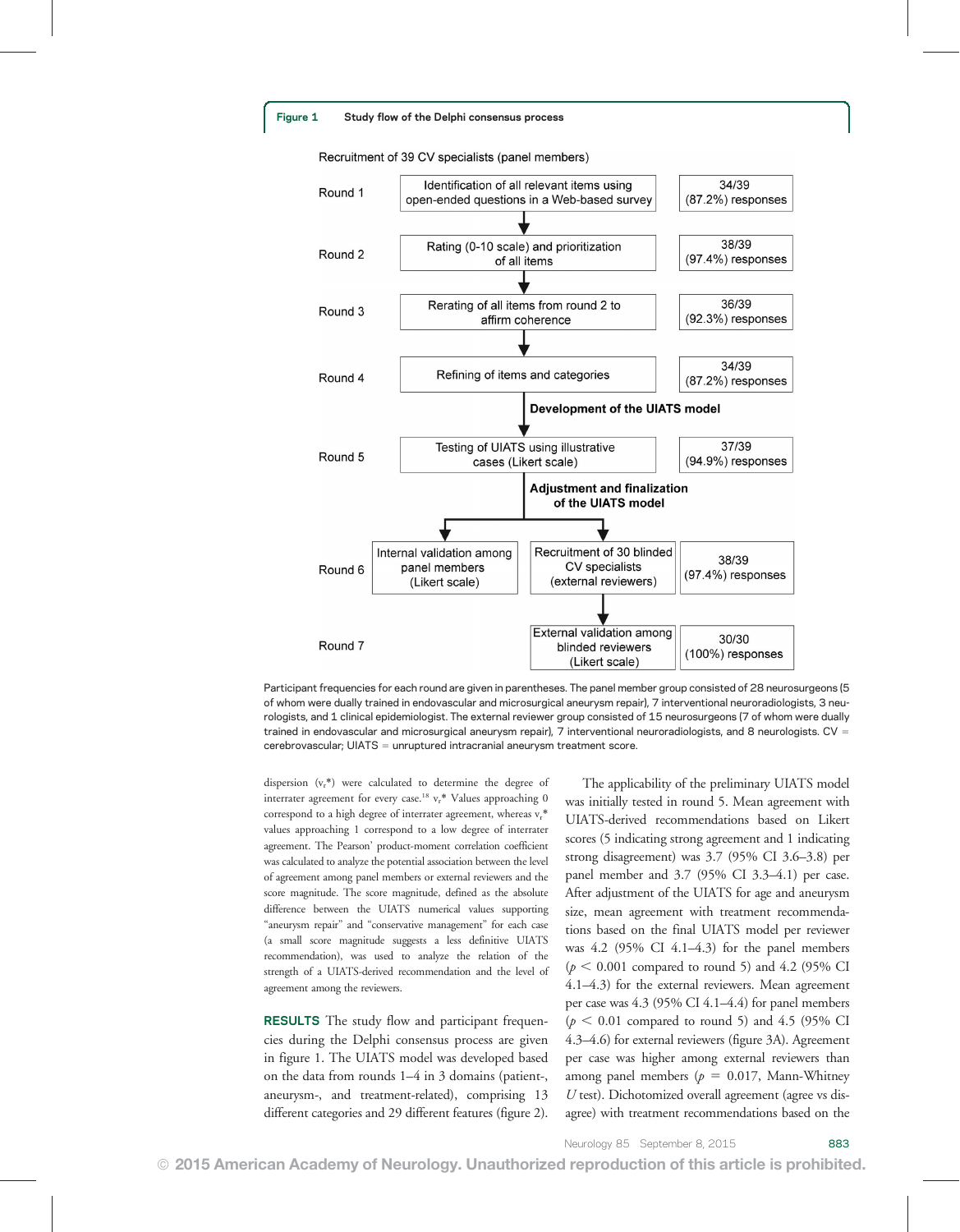**Figure 1** Study flow of the Delphi consensus process

Recruitment of 39 CV specialists (panel members)

Round 1 — Identification of all relevant items using open-ended questions in a Web-based survey — 34/39 (87.2%) responses

Round 2 — Rating (0-10 scale) and prioritization of all items — 38/39 (97.4%) responses

Round 3 — Rerating of all items from round 2 to affirm coherence — 36/39 (92.3%) responses

Round 4 — Refining of items and categories — 34/39 (87.2%) responses

Development of the UIATS model

Round 5 — Testing of UIATS using illustrative cases (Likert scale) — 37/39 (94.9%) responses

Adjustment and finalization of the UIATS model

Round 6 — Internal validation among panel members (Likert scale) — Recruitment of 30 blinded CV specialists (external reviewers) — 38/39 (97.4%) responses

Round 7 — External validation among blinded reviewers (Likert scale) — 30/30 (100%) responses

Participant frequencies for each round are given in parentheses. The panel member group consisted of 28 neurosurgeons (5 of whom were dually trained in endovascular and microsurgical aneurysm repair), 7 interventional neuroradiologists, 3 neurologists, and 1 clinical epidemiologist. The external reviewer group consisted of 15 neurosurgeons (7 of whom were dually trained in endovascular and microsurgical aneurysm repair), 7 interventional neuroradiologists, and 8 neurologists. CV = cerebrovascular; UIATS = unruptured intracranial aneurysm treatment score.

dispersion ($v_r$*) were calculated to determine the degree of interrater agreement for every case.[18] $v_r$* Values approaching 0 correspond to a high degree of interrater agreement, whereas $v_r$* values approaching 1 correspond to a low degree of interrater agreement. The Pearson' product-moment correlation coefficient was calculated to analyze the potential association between the level of agreement among panel members or external reviewers and the score magnitude. The score magnitude, defined as the absolute difference between the UIATS numerical values supporting "aneurysm repair" and "conservative management" for each case (a small score magnitude suggests a less definitive UIATS recommendation), was used to analyze the relation of the strength of a UIATS-derived recommendation and the level of agreement among the reviewers.

**RESULTS** The study flow and participant frequencies during the Delphi consensus process are given in figure 1. The UIATS model was developed based on the data from rounds 1–4 in 3 domains (patient-, aneurysm-, and treatment-related), comprising 13 different categories and 29 different features (figure 2).

The applicability of the preliminary UIATS model was initially tested in round 5. Mean agreement with UIATS-derived recommendations based on Likert scores (5 indicating strong agreement and 1 indicating strong disagreement) was 3.7 (95% CI 3.6–3.8) per panel member and 3.7 (95% CI 3.3–4.1) per case. After adjustment of the UIATS for age and aneurysm size, mean agreement with treatment recommendations based on the final UIATS model per reviewer was 4.2 (95% CI 4.1–4.3) for the panel members ($p < 0.001$ compared to round 5) and 4.2 (95% CI 4.1–4.3) for the external reviewers. Mean agreement per case was 4.3 (95% CI 4.1–4.4) for panel members ($p < 0.01$ compared to round 5) and 4.5 (95% CI 4.3–4.6) for external reviewers (figure 3A). Agreement per case was higher among external reviewers than among panel members ($p = 0.017$, Mann-Whitney *U* test). Dichotomized overall agreement (agree vs disagree) with treatment recommendations based on the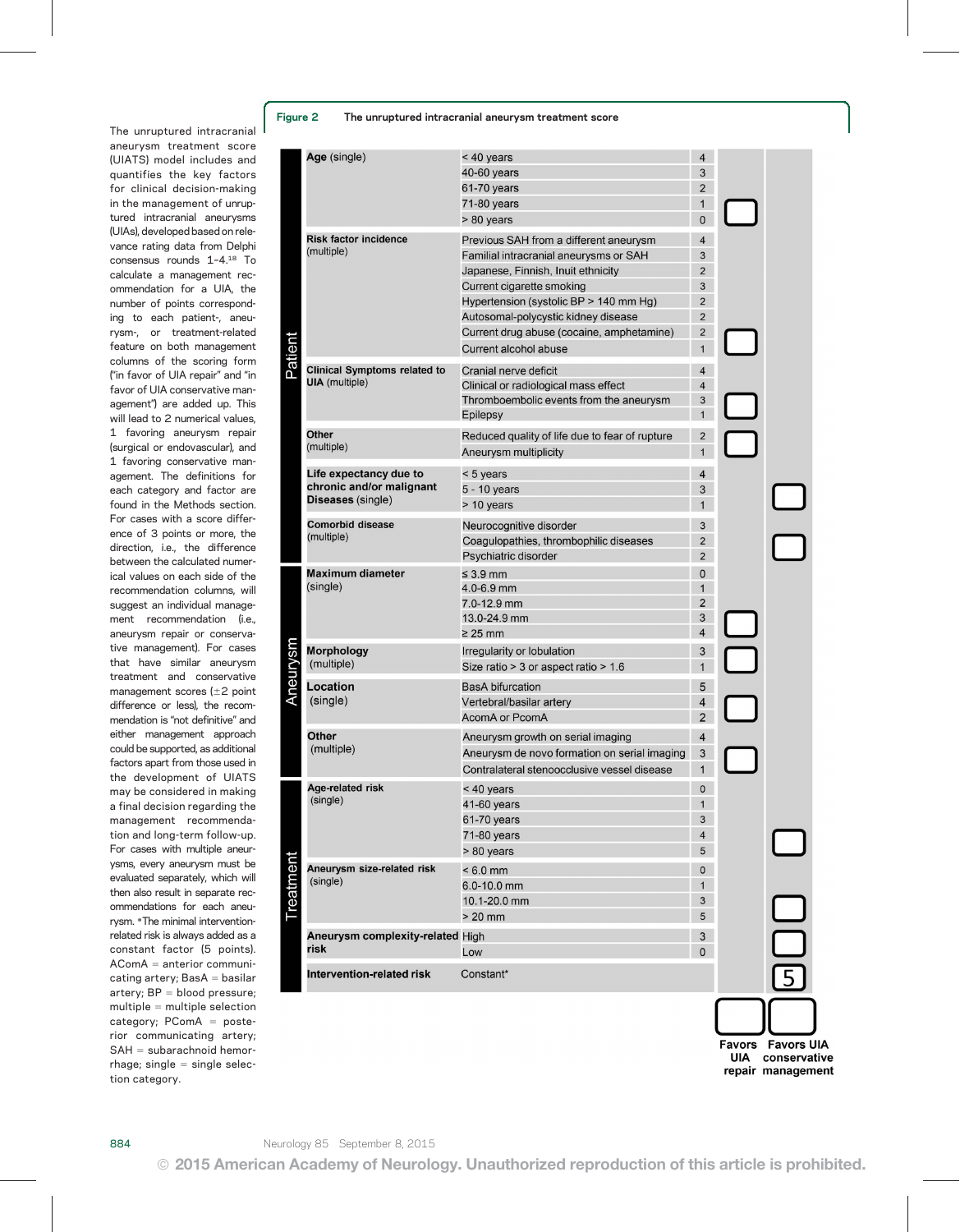**Figure 2** The unruptured intracranial aneurysm treatment score

| | Factor | Category | Points | Favors UIA repair | Favors UIA conservative management |
|---|---|---|---|---|---|
| Patient | **Age** (single) | < 40 years | 4 | | |
| | | 40-60 years | 3 | | |
| | | 61-70 years | 2 | | |
| | | 71-80 years | 1 | | |
| | | > 80 years | 0 | ☐ | |
| | **Risk factor incidence** (multiple) | Previous SAH from a different aneurysm | 4 | | |
| | | Familial intracranial aneurysms or SAH | 3 | | |
| | | Japanese, Finnish, Inuit ethnicity | 2 | | |
| | | Current cigarette smoking | 3 | | |
| | | Hypertension (systolic BP > 140 mm Hg) | 2 | | |
| | | Autosomal-polycystic kidney disease | 2 | | |
| | | Current drug abuse (cocaine, amphetamine) | 2 | | |
| | | Current alcohol abuse | 1 | ☐ | |
| | **Clinical Symptoms related to UIA** (multiple) | Cranial nerve deficit | 4 | | |
| | | Clinical or radiological mass effect | 4 | | |
| | | Thromboembolic events from the aneurysm | 3 | | |
| | | Epilepsy | 1 | ☐ | |
| | **Other** (multiple) | Reduced quality of life due to fear of rupture | 2 | | |
| | | Aneurysm multiplicity | 1 | ☐ | |
| | **Life expectancy due to chronic and/or malignant Diseases** (single) | < 5 years | 4 | | |
| | | 5 - 10 years | 3 | | |
| | | > 10 years | 1 | | ☐ |
| | **Comorbid disease** (multiple) | Neurocognitive disorder | 3 | | |
| | | Coagulopathies, thrombophilic diseases | 2 | | |
| | | Psychiatric disorder | 2 | | ☐ |
| Aneurysm | **Maximum diameter** (single) | ≤ 3.9 mm | 0 | | |
| | | 4.0-6.9 mm | 1 | | |
| | | 7.0-12.9 mm | 2 | | |
| | | 13.0-24.9 mm | 3 | | |
| | | ≥ 25 mm | 4 | ☐ | |
| | **Morphology** (multiple) | Irregularity or lobulation | 3 | | |
| | | Size ratio > 3 or aspect ratio > 1.6 | 1 | ☐ | |
| | **Location** (single) | BasA bifurcation | 5 | | |
| | | Vertebral/basilar artery | 4 | | |
| | | AcomA or PcomA | 2 | ☐ | |
| | **Other** (multiple) | Aneurysm growth on serial imaging | 4 | | |
| | | Aneurysm de novo formation on serial imaging | 3 | | |
| | | Contralateral stenoocclusive vessel disease | 1 | ☐ | |
| Treatment | **Age-related risk** (single) | < 40 years | 0 | | |
| | | 41-60 years | 1 | | |
| | | 61-70 years | 3 | | |
| | | 71-80 years | 4 | | |
| | | > 80 years | 5 | | ☐ |
| | **Aneurysm size-related risk** (single) | < 6.0 mm | 0 | | |
| | | 6.0-10.0 mm | 1 | | |
| | | 10.1-20.0 mm | 3 | | |
| | | > 20 mm | 5 | | ☐ |
| | **Aneurysm complexity-related risk** | High | 3 | | |
| | | Low | 0 | | ☐ |
| | **Intervention-related risk** | Constant* | | | 5 |
| | | | | ☐ | ☐ |

The unruptured intracranial aneurysm treatment score (UIATS) model includes and quantifies the key factors for clinical decision-making in the management of unruptured intracranial aneurysms (UIAs), developed based on relevance rating data from Delphi consensus rounds 1–4.[18] To calculate a management recommendation for a UIA, the number of points corresponding to each patient-, aneurysm-, or treatment-related feature on both management columns of the scoring form ("in favor of UIA repair" and "in favor of UIA conservative management") are added up. This will lead to 2 numerical values, 1 favoring aneurysm repair (surgical or endovascular), and 1 favoring conservative management. The definitions for each category and factor are found in the Methods section. For cases with a score difference of 3 points or more, the direction, i.e., the difference between the calculated numerical values on each side of the recommendation columns, will suggest an individual management recommendation (i.e., aneurysm repair or conservative management). For cases that have similar aneurysm treatment and conservative management scores (±2 point difference or less), the recommendation is "not definitive" and either management approach could be supported, as additional factors apart from those used in the development of UIATS may be considered in making a final decision regarding the management recommendation and long-term follow-up. For cases with multiple aneurysms, every aneurysm must be evaluated separately, which will then also result in separate recommendations for each aneurysm. *The minimal intervention-related risk is always added as a constant factor (5 points). AComA = anterior communicating artery; BasA = basilar artery; BP = blood pressure; multiple = multiple selection category; PComA = posterior communicating artery; SAH = subarachnoid hemorrhage; single = single selection category.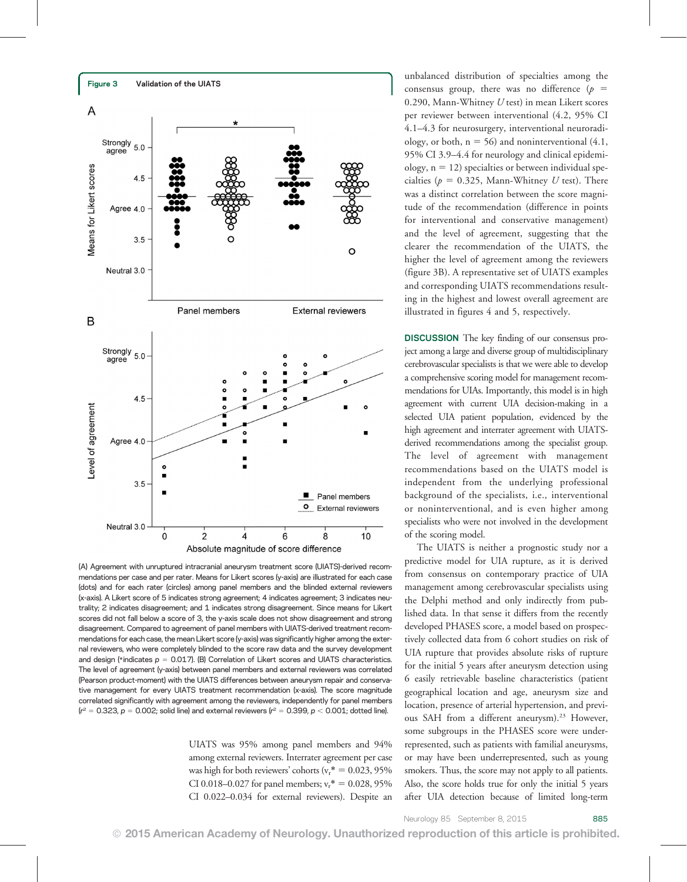Figure 3 Validation of the UIATS

A

Strongly agree 5.0

4.5

Agree 4.0

3.5

Neutral 3.0

Means for Likert scores

*

Panel members

External reviewers

B

Strongly agree 5.0

4.5

Agree 4.0

3.5

Neutral 3.0

Level of agreement

0 2 4 6 8 10

Absolute magnitude of score difference

Panel members

External reviewers

(A) Agreement with unruptured intracranial aneurysm treatment score (UIATS)-derived recommendations per case and per rater. Means for Likert scores (y-axis) are illustrated for each case (dots) and for each rater (circles) among panel members and the blinded external reviewers (x-axis). A Likert score of 5 indicates strong agreement; 4 indicates agreement; 3 indicates neutrality; 2 indicates disagreement; and 1 indicates strong disagreement. Since means for Likert scores did not fall below a score of 3, the y-axis scale does not show disagreement and strong disagreement. Compared to agreement of panel members with UIATS-derived treatment recommendations for each case, the mean Likert score (y-axis) was significantly higher among the external reviewers, who were completely blinded to the score raw data and the survey development and design (*indicates $p = 0.017$). (B) Correlation of Likert scores and UIATS characteristics. The level of agreement (y-axis) between panel members and external reviewers was correlated (Pearson product-moment) with the UIATS differences between aneurysm repair and conservative management for every UIATS treatment recommendation (x-axis). The score magnitude correlated significantly with agreement among the reviewers, independently for panel members ($r^2 = 0.323$, $p = 0.002$; solid line) and external reviewers ($r^2 = 0.399$, $p < 0.001$; dotted line).

UIATS was 95% among panel members and 94% among external reviewers. Interrater agreement per case was high for both reviewers' cohorts ($v_r* = 0.023$, 95% CI 0.018–0.027 for panel members; $v_r* = 0.028$, 95% CI 0.022–0.034 for external reviewers). Despite an unbalanced distribution of specialties among the consensus group, there was no difference ($p = 0.290$, Mann-Whitney *U* test) in mean Likert scores per reviewer between interventional (4.2, 95% CI 4.1–4.3 for neurosurgery, interventional neuroradiology, or both, n = 56) and noninterventional (4.1, 95% CI 3.9–4.4 for neurology and clinical epidemiology, n = 12) specialties or between individual specialties ($p = 0.325$, Mann-Whitney *U* test). There was a distinct correlation between the score magnitude of the recommendation (difference in points for interventional and conservative management) and the level of agreement, suggesting that the clearer the recommendation of the UIATS, the higher the level of agreement among the reviewers (figure 3B). A representative set of UIATS examples and corresponding UIATS recommendations resulting in the highest and lowest overall agreement are illustrated in figures 4 and 5, respectively.

**DISCUSSION** The key finding of our consensus project among a large and diverse group of multidisciplinary cerebrovascular specialists is that we were able to develop a comprehensive scoring model for management recommendations for UIAs. Importantly, this model is in high agreement with current UIA decision-making in a selected UIA patient population, evidenced by the high agreement and interrater agreement with UIATS-derived recommendations among the specialist group. The level of agreement with management recommendations based on the UIATS model is independent from the underlying professional background of the specialists, i.e., interventional or noninterventional, and is even higher among specialists who were not involved in the development of the scoring model.

The UIATS is neither a prognostic study nor a predictive model for UIA rupture, as it is derived from consensus on contemporary practice of UIA management among cerebrovascular specialists using the Delphi method and only indirectly from published data. In that sense it differs from the recently developed PHASES score, a model based on prospectively collected data from 6 cohort studies on risk of UIA rupture that provides absolute risks of rupture for the initial 5 years after aneurysm detection using 6 easily retrievable baseline characteristics (patient geographical location and age, aneurysm size and location, presence of arterial hypertension, and previous SAH from a different aneurysm).[23] However, some subgroups in the PHASES score were underrepresented, such as patients with familial aneurysms, or may have been underrepresented, such as young smokers. Thus, the score may not apply to all patients. Also, the score holds true for only the initial 5 years after UIA detection because of limited long-term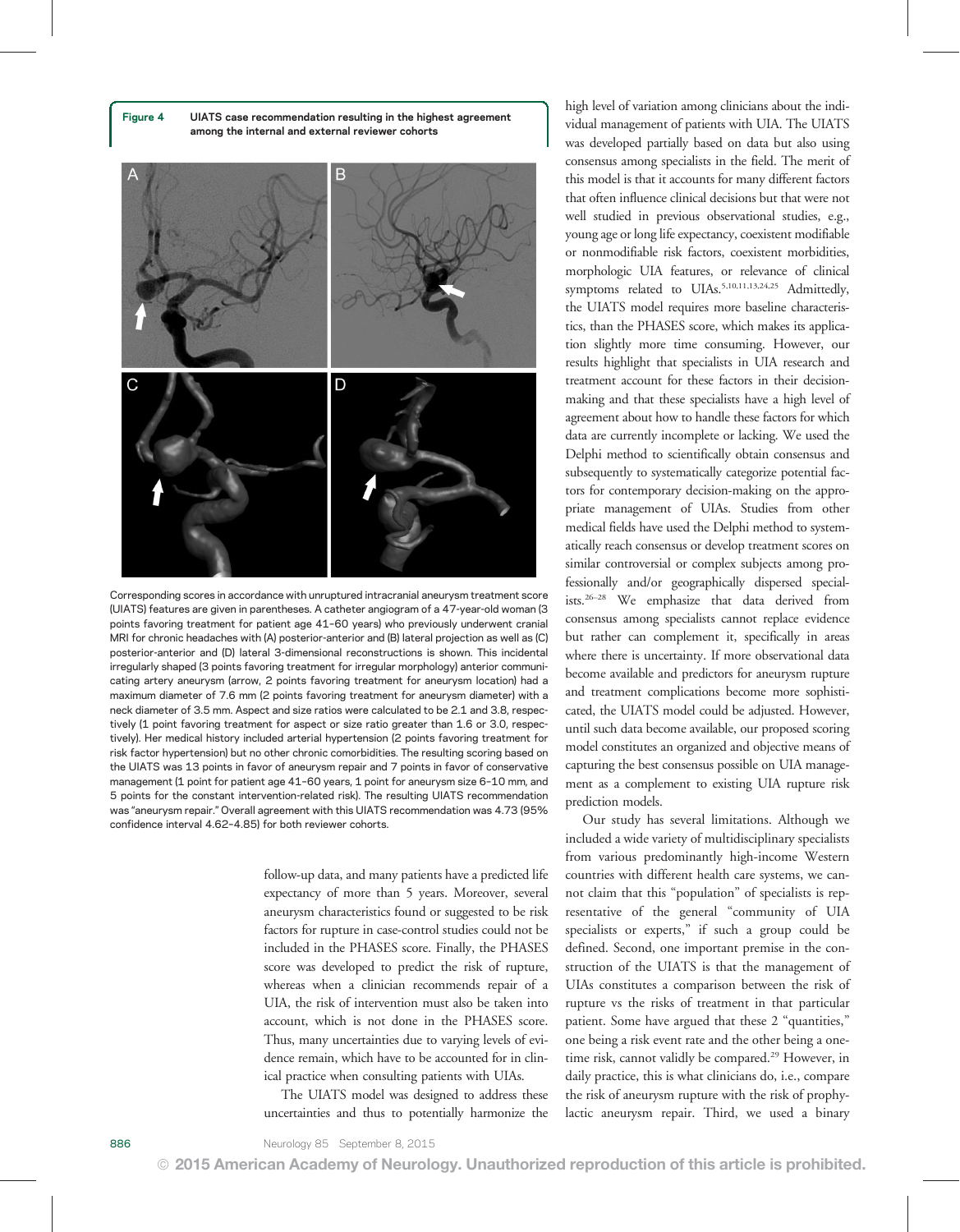**Figure 4** UIATS case recommendation resulting in the highest agreement among the internal and external reviewer cohorts

Corresponding scores in accordance with unruptured intracranial aneurysm treatment score (UIATS) features are given in parentheses. A catheter angiogram of a 47-year-old woman (3 points favoring treatment for patient age 41–60 years) who previously underwent cranial MRI for chronic headaches with (A) posterior-anterior and (B) lateral projection as well as (C) posterior-anterior and (D) lateral 3-dimensional reconstructions is shown. This incidental irregularly shaped (3 points favoring treatment for irregular morphology) anterior communicating artery aneurysm (arrow, 2 points favoring treatment for aneurysm location) had a maximum diameter of 7.6 mm (2 points favoring treatment for aneurysm diameter) with a neck diameter of 3.5 mm. Aspect and size ratios were calculated to be 2.1 and 3.8, respectively (1 point favoring treatment for aspect or size ratio greater than 1.6 or 3.0, respectively). Her medical history included arterial hypertension (2 points favoring treatment for risk factor hypertension) but no other chronic comorbidities. The resulting scoring based on the UIATS was 13 points in favor of aneurysm repair and 7 points in favor of conservative management (1 point for patient age 41–60 years, 1 point for aneurysm size 6–10 mm, and 5 points for the constant intervention-related risk). The resulting UIATS recommendation was "aneurysm repair." Overall agreement with this UIATS recommendation was 4.73 (95% confidence interval 4.62–4.85) for both reviewer cohorts.

follow-up data, and many patients have a predicted life expectancy of more than 5 years. Moreover, several aneurysm characteristics found or suggested to be risk factors for rupture in case-control studies could not be included in the PHASES score. Finally, the PHASES score was developed to predict the risk of rupture, whereas when a clinician recommends repair of a UIA, the risk of intervention must also be taken into account, which is not done in the PHASES score. Thus, many uncertainties due to varying levels of evidence remain, which have to be accounted for in clinical practice when consulting patients with UIAs.

The UIATS model was designed to address these uncertainties and thus to potentially harmonize the high level of variation among clinicians about the individual management of patients with UIA. The UIATS was developed partially based on data but also using consensus among specialists in the field. The merit of this model is that it accounts for many different factors that often influence clinical decisions but that were not well studied in previous observational studies, e.g., young age or long life expectancy, coexistent modifiable or nonmodifiable risk factors, coexistent morbidities, morphologic UIA features, or relevance of clinical symptoms related to UIAs.[5,10,11,13,24,25] Admittedly, the UIATS model requires more baseline characteristics, than the PHASES score, which makes its application slightly more time consuming. However, our results highlight that specialists in UIA research and treatment account for these factors in their decision-making and that these specialists have a high level of agreement about how to handle these factors for which data are currently incomplete or lacking. We used the Delphi method to scientifically obtain consensus and subsequently to systematically categorize potential factors for contemporary decision-making on the appropriate management of UIAs. Studies from other medical fields have used the Delphi method to systematically reach consensus or develop treatment scores on similar controversial or complex subjects among professionally and/or geographically dispersed specialists.[26–28] We emphasize that data derived from consensus among specialists cannot replace evidence but rather can complement it, specifically in areas where there is uncertainty. If more observational data become available and predictors for aneurysm rupture and treatment complications become more sophisticated, the UIATS model could be adjusted. However, until such data become available, our proposed scoring model constitutes an organized and objective means of capturing the best consensus possible on UIA management as a complement to existing UIA rupture risk prediction models.

Our study has several limitations. Although we included a wide variety of multidisciplinary specialists from various predominantly high-income Western countries with different health care systems, we cannot claim that this "population" of specialists is representative of the general "community of UIA specialists or experts," if such a group could be defined. Second, one important premise in the construction of the UIATS is that the management of UIAs constitutes a comparison between the risk of rupture vs the risks of treatment in that particular patient. Some have argued that these 2 "quantities," one being a risk event rate and the other being a one-time risk, cannot validly be compared.[29] However, in daily practice, this is what clinicians do, i.e., compare the risk of aneurysm rupture with the risk of prophylactic aneurysm repair. Third, we used a binary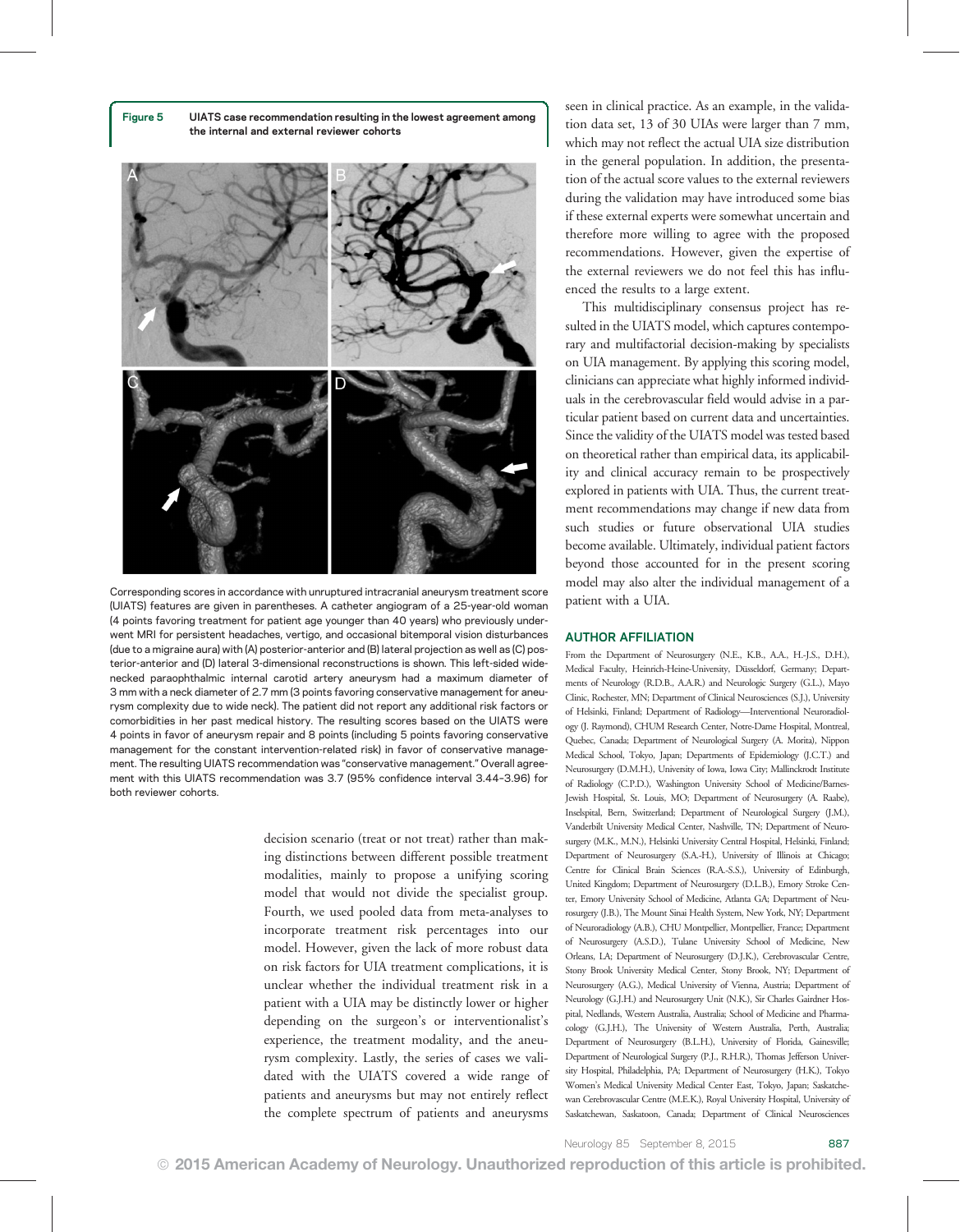**Figure 5** UIATS case recommendation resulting in the lowest agreement among the internal and external reviewer cohorts

A
B
C
D

Corresponding scores in accordance with unruptured intracranial aneurysm treatment score (UIATS) features are given in parentheses. A catheter angiogram of a 25-year-old woman (4 points favoring treatment for patient age younger than 40 years) who previously underwent MRI for persistent headaches, vertigo, and occasional bitemporal vision disturbances (due to a migraine aura) with (A) posterior-anterior and (B) lateral projection as well as (C) posterior-anterior and (D) lateral 3-dimensional reconstructions is shown. This left-sided wide-necked paraophthalmic internal carotid artery aneurysm had a maximum diameter of 3 mm with a neck diameter of 2.7 mm (3 points favoring conservative management for aneurysm complexity due to wide neck). The patient did not report any additional risk factors or comorbidities in her past medical history. The resulting scores based on the UIATS were 4 points in favor of aneurysm repair and 8 points (including 5 points favoring conservative management for the constant intervention-related risk) in favor of conservative management. The resulting UIATS recommendation was "conservative management." Overall agreement with this UIATS recommendation was 3.7 (95% confidence interval 3.44–3.96) for both reviewer cohorts.

decision scenario (treat or not treat) rather than making distinctions between different possible treatment modalities, mainly to propose a unifying scoring model that would not divide the specialist group. Fourth, we used pooled data from meta-analyses to incorporate treatment risk percentages into our model. However, given the lack of more robust data on risk factors for UIA treatment complications, it is unclear whether the individual treatment risk in a patient with a UIA may be distinctly lower or higher depending on the surgeon's or interventionalist's experience, the treatment modality, and the aneurysm complexity. Lastly, the series of cases we validated with the UIATS covered a wide range of patients and aneurysms but may not entirely reflect the complete spectrum of patients and aneurysms seen in clinical practice. As an example, in the validation data set, 13 of 30 UIAs were larger than 7 mm, which may not reflect the actual UIA size distribution in the general population. In addition, the presentation of the actual score values to the external reviewers during the validation may have introduced some bias if these external experts were somewhat uncertain and therefore more willing to agree with the proposed recommendations. However, given the expertise of the external reviewers we do not feel this has influenced the results to a large extent.

This multidisciplinary consensus project has resulted in the UIATS model, which captures contemporary and multifactorial decision-making by specialists on UIA management. By applying this scoring model, clinicians can appreciate what highly informed individuals in the cerebrovascular field would advise in a particular patient based on current data and uncertainties. Since the validity of the UIATS model was tested based on theoretical rather than empirical data, its applicability and clinical accuracy remain to be prospectively explored in patients with UIA. Thus, the current treatment recommendations may change if new data from such studies or future observational UIA studies become available. Ultimately, individual patient factors beyond those accounted for in the present scoring model may alter the individual management of a patient with a UIA.

## AUTHOR AFFILIATION

From the Department of Neurosurgery (N.E., K.B., A.A., H.-J.S., D.H.), Medical Faculty, Heinrich-Heine-University, Düsseldorf, Germany; Departments of Neurology (R.D.B., A.A.R.) and Neurologic Surgery (G.L.), Mayo Clinic, Rochester, MN; Department of Clinical Neurosciences (S.J.), University of Helsinki, Finland; Department of Radiology—Interventional Neuroradiology (J. Raymond), CHUM Research Center, Notre-Dame Hospital, Montreal, Quebec, Canada; Department of Neurological Surgery (A. Morita), Nippon Medical School, Tokyo, Japan; Departments of Epidemiology (J.C.T.) and Neurosurgery (D.M.H.), University of Iowa, Iowa City; Mallinckrodt Institute of Radiology (C.P.D.), Washington University School of Medicine/Barnes-Jewish Hospital, St. Louis, MO; Department of Neurosurgery (A. Raabe), Inselspital, Bern, Switzerland; Department of Neurological Surgery (J.M.), Vanderbilt University Medical Center, Nashville, TN; Department of Neurosurgery (M.K., M.N.), Helsinki University Central Hospital, Helsinki, Finland; Department of Neurosurgery (S.A.-H.), University of Illinois at Chicago; Centre for Clinical Brain Sciences (R.A.-S.S.), University of Edinburgh, United Kingdom; Department of Neurosurgery (D.L.B.), Emory Stroke Center, Emory University School of Medicine, Atlanta GA; Department of Neurosurgery (J.B.), The Mount Sinai Health System, New York, NY; Department of Neuroradiology (A.B.), CHU Montpellier, Montpellier, France; Department of Neurosurgery (A.S.D.), Tulane University School of Medicine, New Orleans, LA; Department of Neurosurgery (D.J.K.), Cerebrovascular Centre, Stony Brook University Medical Center, Stony Brook, NY; Department of Neurosurgery (A.G.), Medical University of Vienna, Austria; Department of Neurology (G.J.H.) and Neurosurgery Unit (N.K.), Sir Charles Gairdner Hospital, Nedlands, Western Australia, Australia; School of Medicine and Pharmacology (G.J.H.), The University of Western Australia, Perth, Australia; Department of Neurosurgery (B.L.H.), University of Florida, Gainesville; Department of Neurological Surgery (P.J., R.H.R.), Thomas Jefferson University Hospital, Philadelphia, PA; Department of Neurosurgery (H.K.), Tokyo Women's Medical University Medical Center East, Tokyo, Japan; Saskatchewan Cerebrovascular Centre (M.E.K.), Royal University Hospital, University of Saskatchewan, Saskatoon, Canada; Department of Clinical Neurosciences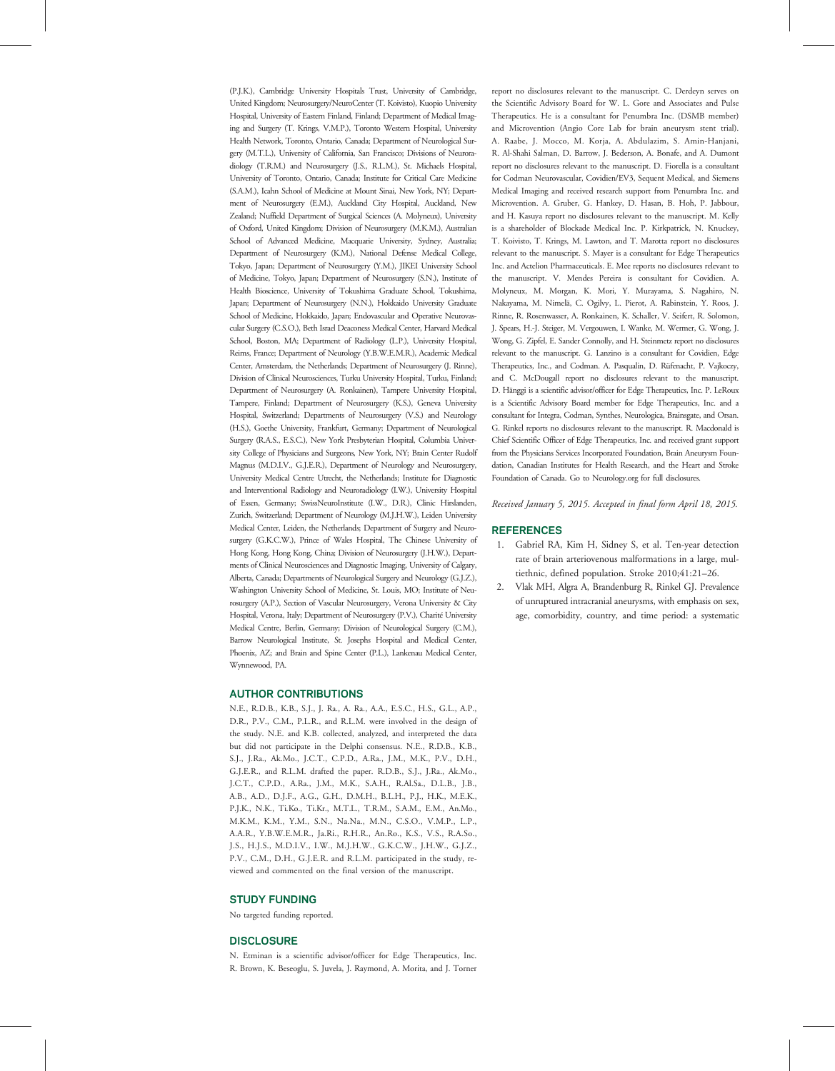(P.J.K.), Cambridge University Hospitals Trust, University of Cambridge, United Kingdom; Neurosurgery/NeuroCenter (T. Koivisto), Kuopio University Hospital, University of Eastern Finland, Finland; Department of Medical Imaging and Surgery (T. Krings, V.M.P.), Toronto Western Hospital, University Health Network, Toronto, Ontario, Canada; Department of Neurological Surgery (M.T.L.), University of California, San Francisco; Divisions of Neuroradiology (T.R.M.) and Neurosurgery (J.S., R.L.M.), St. Michaels Hospital, University of Toronto, Ontario, Canada; Institute for Critical Care Medicine (S.A.M.), Icahn School of Medicine at Mount Sinai, New York, NY; Department of Neurosurgery (E.M.), Auckland City Hospital, Auckland, New Zealand; Nuffield Department of Surgical Sciences (A. Molyneux), University of Oxford, United Kingdom; Division of Neurosurgery (M.K.M.), Australian School of Advanced Medicine, Macquarie University, Sydney, Australia; Department of Neurosurgery (K.M.), National Defense Medical College, Tokyo, Japan; Department of Neurosurgery (Y.M.), JIKEI University School of Medicine, Tokyo, Japan; Department of Neurosurgery (S.N.), Institute of Health Bioscience, University of Tokushima Graduate School, Tokushima, Japan; Department of Neurosurgery (N.N.), Hokkaido University Graduate School of Medicine, Hokkaido, Japan; Endovascular and Operative Neurovascular Surgery (C.S.O.), Beth Israel Deaconess Medical Center, Harvard Medical School, Boston, MA; Department of Radiology (L.P.), University Hospital, Reims, France; Department of Neurology (Y.B.W.E.M.R.), Academic Medical Center, Amsterdam, the Netherlands; Department of Neurosurgery (J. Rinne), Division of Clinical Neurosciences, Turku University Hospital, Turku, Finland; Department of Neurosurgery (A. Ronkainen), Tampere University Hospital, Tampere, Finland; Department of Neurosurgery (K.S.), Geneva University Hospital, Switzerland; Departments of Neurosurgery (V.S.) and Neurology (H.S.), Goethe University, Frankfurt, Germany; Department of Neurological Surgery (R.A.S., E.S.C.), New York Presbyterian Hospital, Columbia University College of Physicians and Surgeons, New York, NY; Brain Center Rudolf Magnus (M.D.I.V., G.J.E.R.), Department of Neurology and Neurosurgery, University Medical Centre Utrecht, the Netherlands; Institute for Diagnostic and Interventional Radiology and Neuroradiology (I.W.), University Hospital of Essen, Germany; SwissNeuroInstitute (I.W., D.R.), Clinic Hirslanden, Zurich, Switzerland; Department of Neurology (M.J.H.W.), Leiden University Medical Center, Leiden, the Netherlands; Department of Surgery and Neurosurgery (G.K.C.W.), Prince of Wales Hospital, The Chinese University of Hong Kong, Hong Kong, China; Division of Neurosurgery (J.H.W.), Departments of Clinical Neurosciences and Diagnostic Imaging, University of Calgary, Alberta, Canada; Departments of Neurological Surgery and Neurology (G.J.Z.), Washington University School of Medicine, St. Louis, MO; Institute of Neurosurgery (A.P.), Section of Vascular Neurosurgery, Verona University & City Hospital, Verona, Italy; Department of Neurosurgery (P.V.), Charité University Medical Centre, Berlin, Germany; Division of Neurological Surgery (C.M.), Barrow Neurological Institute, St. Josephs Hospital and Medical Center, Phoenix, AZ; and Brain and Spine Center (P.L.), Lankenau Medical Center, Wynnewood, PA.

## AUTHOR CONTRIBUTIONS

N.E., R.D.B., K.B., S.J., J. Ra., A. Ra., A.A., E.S.C., H.S., G.L., A.P., D.R., P.V., C.M., P.L.R., and R.L.M. were involved in the design of the study. N.E. and K.B. collected, analyzed, and interpreted the data but did not participate in the Delphi consensus. N.E., R.D.B., K.B., S.J., J.Ra., Ak.Mo., J.C.T., C.P.D., A.Ra., J.M., M.K., P.V., D.H., G.J.E.R., and R.L.M. drafted the paper. R.D.B., S.J., J.Ra., Ak.Mo., J.C.T., C.P.D., A.Ra., J.M., M.K., S.A.H., R.Al.Sa., D.L.B., J.B., A.B., A.D., D.J.F., A.G., G.H., D.M.H., B.L.H., P.J., H.K., M.E.K., P.J.K., N.K., Ti.Ko., Ti.Kr., M.T.L., T.R.M., S.A.M., E.M., An.Mo., M.K.M., K.M., Y.M., S.N., Na.Na., M.N., C.S.O., V.M.P., L.P., A.A.R., Y.B.W.E.M.R., Ja.Ri., R.H.R., An.Ro., K.S., V.S., R.A.So., J.S., H.J.S., M.D.I.V., I.W., M.J.H.W., G.K.C.W., J.H.W., G.J.Z., P.V., C.M., D.H., G.J.E.R. and R.L.M. participated in the study, reviewed and commented on the final version of the manuscript.

## STUDY FUNDING

No targeted funding reported.

## DISCLOSURE

N. Etminan is a scientific advisor/officer for Edge Therapeutics, Inc. R. Brown, K. Beseoglu, S. Juvela, J. Raymond, A. Morita, and J. Torner report no disclosures relevant to the manuscript. C. Derdeyn serves on the Scientific Advisory Board for W. L. Gore and Associates and Pulse Therapeutics. He is a consultant for Penumbra Inc. (DSMB member) and Microvention (Angio Core Lab for brain aneurysm stent trial). A. Raabe, J. Mocco, M. Korja, A. Abdulazim, S. Amin-Hanjani, R. Al-Shahi Salman, D. Barrow, J. Bederson, A. Bonafe, and A. Dumont report no disclosures relevant to the manuscript. D. Fiorella is a consultant for Codman Neurovascular, Covidien/EV3, Sequent Medical, and Siemens Medical Imaging and received research support from Penumbra Inc. and Microvention. A. Gruber, G. Hankey, D. Hasan, B. Hoh, P. Jabbour, and H. Kasuya report no disclosures relevant to the manuscript. M. Kelly is a shareholder of Blockade Medical Inc. P. Kirkpatrick, N. Knuckey, T. Koivisto, T. Krings, M. Lawton, and T. Marotta report no disclosures relevant to the manuscript. S. Mayer is a consultant for Edge Therapeutics Inc. and Actelion Pharmaceuticals. E. Mee reports no disclosures relevant to the manuscript. V. Mendes Pereira is consultant for Covidien. A. Molyneux, M. Morgan, K. Mori, Y. Murayama, S. Nagahiro, N. Nakayama, M. Nimelä, C. Ogilvy, L. Pierot, A. Rabinstein, Y. Roos, J. Rinne, R. Rosenwasser, A. Ronkainen, K. Schaller, V. Seifert, R. Solomon, J. Spears, H.-J. Steiger, M. Vergouwen, I. Wanke, M. Wermer, G. Wong, J. Wong, G. Zipfel, E. Sander Connolly, and H. Steinmetz report no disclosures relevant to the manuscript. G. Lanzino is a consultant for Covidien, Edge Therapeutics, Inc., and Codman. A. Pasqualin, D. Rüfenacht, P. Vajkoczy, and C. McDougall report no disclosures relevant to the manuscript. D. Hänggi is a scientific advisor/officer for Edge Therapeutics, Inc. P. LeRoux is a Scientific Advisory Board member for Edge Therapeutics, Inc. and a consultant for Integra, Codman, Synthes, Neurologica, Brainsgate, and Orsan. G. Rinkel reports no disclosures relevant to the manuscript. R. Macdonald is Chief Scientific Officer of Edge Therapeutics, Inc. and received grant support from the Physicians Services Incorporated Foundation, Brain Aneurysm Foundation, Canadian Institutes for Health Research, and the Heart and Stroke Foundation of Canada. Go to Neurology.org for full disclosures.

*Received January 5, 2015. Accepted in final form April 18, 2015.*

## REFERENCES

1. Gabriel RA, Kim H, Sidney S, et al. Ten-year detection rate of brain arteriovenous malformations in a large, multiethnic, defined population. Stroke 2010;41:21–26.
2. Vlak MH, Algra A, Brandenburg R, Rinkel GJ. Prevalence of unruptured intracranial aneurysms, with emphasis on sex, age, comorbidity, country, and time period: a systematic